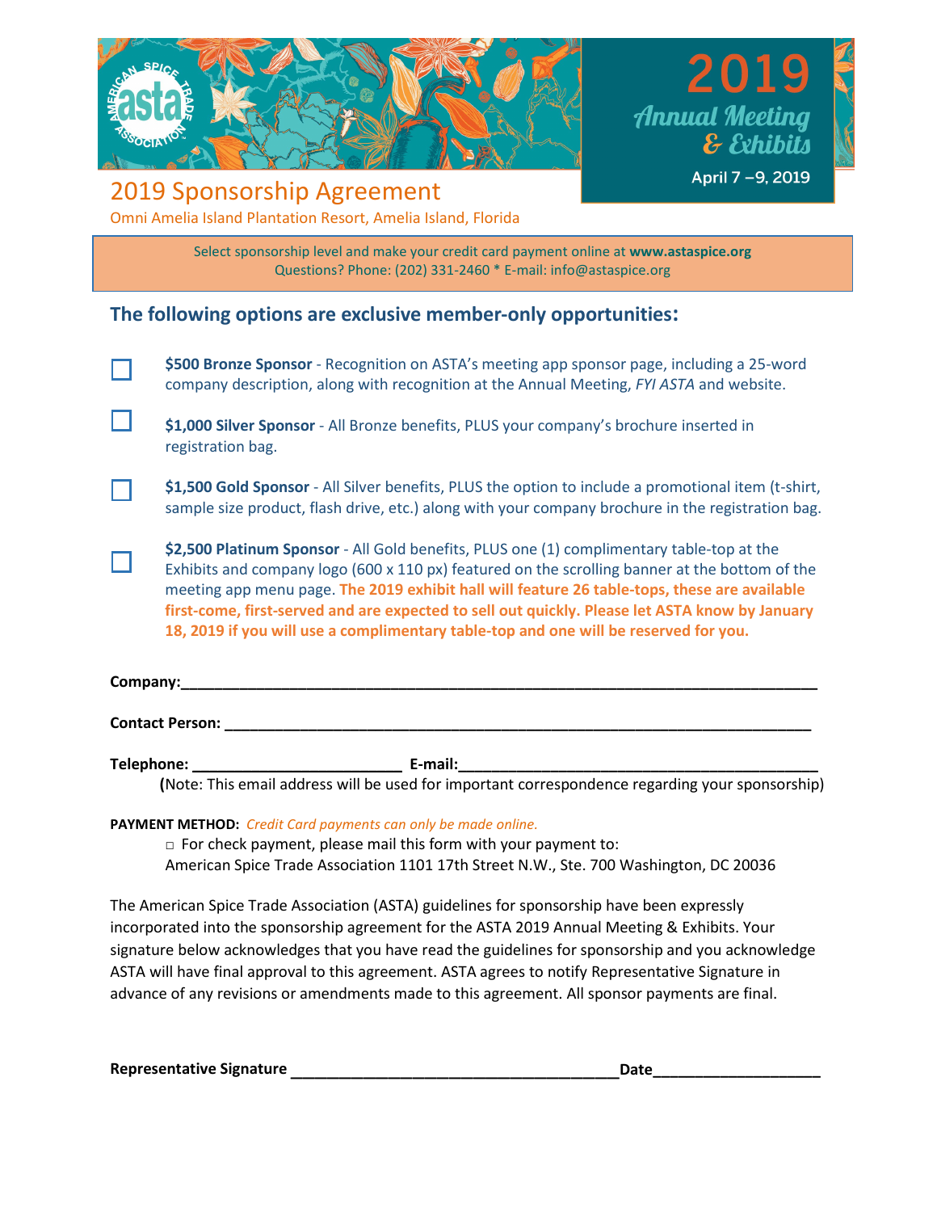2019 Annual Meeting & Exhibits

April 7 –9, 2019

# 2019 Sponsorship Agreement

Omni Amelia Island Plantation Resort, Amelia Island, Florida

Select sponsorship level and make your credit card payment online at **www.astaspice.org**
Questions? Phone: (202) 331-2460 * E-mail: info@astaspice.org

## The following options are exclusive member-only opportunities:

☐ **$500 Bronze Sponsor** - Recognition on ASTA's meeting app sponsor page, including a 25-word company description, along with recognition at the Annual Meeting, *FYI ASTA* and website.

☐ **$1,000 Silver Sponsor** - All Bronze benefits, PLUS your company's brochure inserted in registration bag.

☐ **$1,500 Gold Sponsor** - All Silver benefits, PLUS the option to include a promotional item (t-shirt, sample size product, flash drive, etc.) along with your company brochure in the registration bag.

☐ **$2,500 Platinum Sponsor** - All Gold benefits, PLUS one (1) complimentary table-top at the Exhibits and company logo (600 x 110 px) featured on the scrolling banner at the bottom of the meeting app menu page. **The 2019 exhibit hall will feature 26 table-tops, these are available first-come, first-served and are expected to sell out quickly. Please let ASTA know by January 18, 2019 if you will use a complimentary table-top and one will be reserved for you.**

**Company:**_______________________________________________________________________________

**Contact Person:** ___________________________________________________________________________

**Telephone:** _________________________ **E-mail:**____________________________________________

(Note: This email address will be used for important correspondence regarding your sponsorship)

**PAYMENT METHOD:** *Credit Card payments can only be made online.*

□ For check payment, please mail this form with your payment to:
American Spice Trade Association 1101 17th Street N.W., Ste. 700 Washington, DC 20036

The American Spice Trade Association (ASTA) guidelines for sponsorship have been expressly incorporated into the sponsorship agreement for the ASTA 2019 Annual Meeting & Exhibits. Your signature below acknowledges that you have read the guidelines for sponsorship and you acknowledge ASTA will have final approval to this agreement. ASTA agrees to notify Representative Signature in advance of any revisions or amendments made to this agreement. All sponsor payments are final.

**Representative Signature** ________________________________________**Date**____________________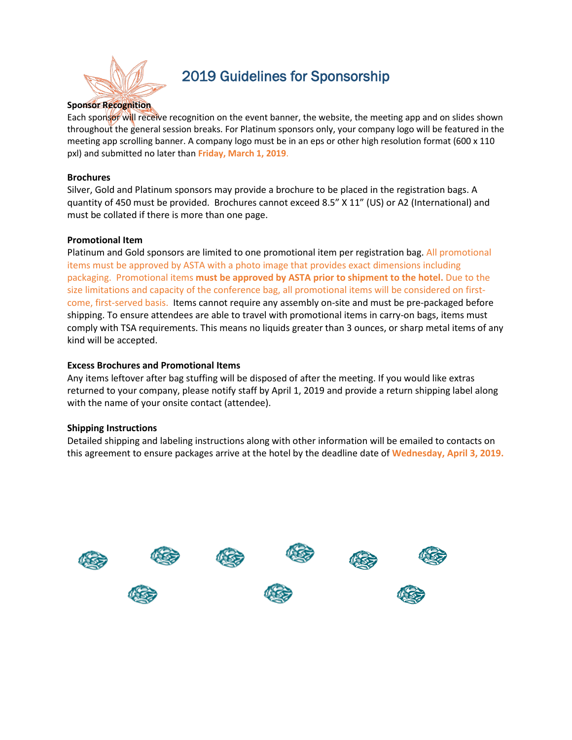# 2019 Guidelines for Sponsorship

**Sponsor Recognition**

Each sponsor will receive recognition on the event banner, the website, the meeting app and on slides shown throughout the general session breaks. For Platinum sponsors only, your company logo will be featured in the meeting app scrolling banner. A company logo must be in an eps or other high resolution format (600 x 110 pxl) and submitted no later than **Friday, March 1, 2019**.

**Brochures**

Silver, Gold and Platinum sponsors may provide a brochure to be placed in the registration bags. A quantity of 450 must be provided. Brochures cannot exceed 8.5" X 11" (US) or A2 (International) and must be collated if there is more than one page.

**Promotional Item**

Platinum and Gold sponsors are limited to one promotional item per registration bag. All promotional items must be approved by ASTA with a photo image that provides exact dimensions including packaging. Promotional items **must be approved by ASTA prior to shipment to the hotel.** Due to the size limitations and capacity of the conference bag, all promotional items will be considered on first-come, first-served basis. Items cannot require any assembly on-site and must be pre-packaged before shipping. To ensure attendees are able to travel with promotional items in carry-on bags, items must comply with TSA requirements. This means no liquids greater than 3 ounces, or sharp metal items of any kind will be accepted.

**Excess Brochures and Promotional Items**

Any items leftover after bag stuffing will be disposed of after the meeting. If you would like extras returned to your company, please notify staff by April 1, 2019 and provide a return shipping label along with the name of your onsite contact (attendee).

**Shipping Instructions**

Detailed shipping and labeling instructions along with other information will be emailed to contacts on this agreement to ensure packages arrive at the hotel by the deadline date of **Wednesday, April 3, 2019.**